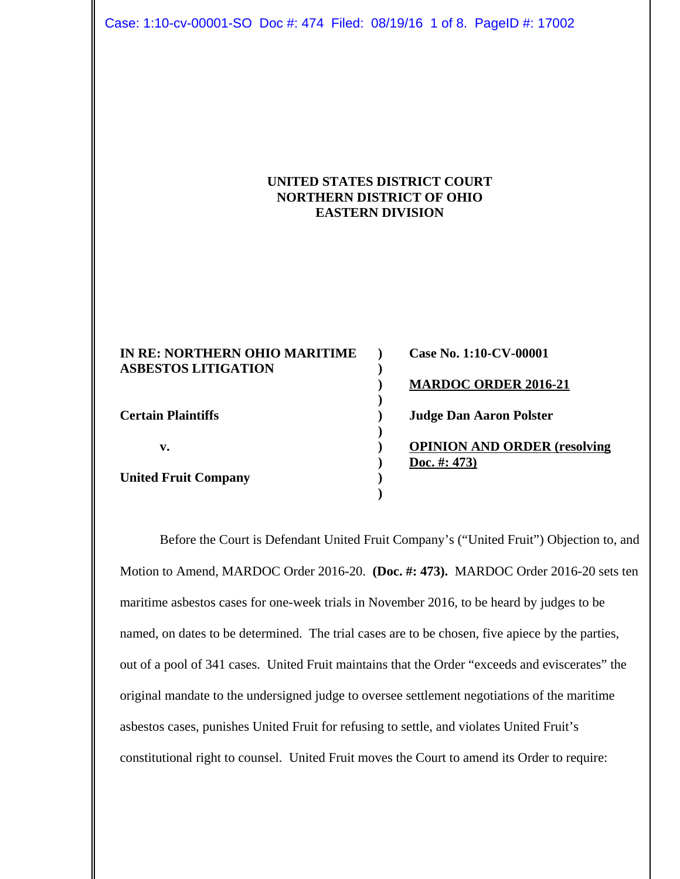**UNITED STATES DISTRICT COURT**
**NORTHERN DISTRICT OF OHIO**
**EASTERN DIVISION**

| | | |
|---|---|---|
| **IN RE: NORTHERN OHIO MARITIME ASBESTOS LITIGATION** | ) | **Case No. 1:10-CV-00001** |
| | ) | **MARDOC ORDER 2016-21** |
| **Certain Plaintiffs** | ) | **Judge Dan Aaron Polster** |
| **v.** | ) | **OPINION AND ORDER (resolving Doc. #: 473)** |
| **United Fruit Company** | ) | |

Before the Court is Defendant United Fruit Company's ("United Fruit") Objection to, and Motion to Amend, MARDOC Order 2016-20. **(Doc. #: 473).** MARDOC Order 2016-20 sets ten maritime asbestos cases for one-week trials in November 2016, to be heard by judges to be named, on dates to be determined. The trial cases are to be chosen, five apiece by the parties, out of a pool of 341 cases. United Fruit maintains that the Order "exceeds and eviscerates" the original mandate to the undersigned judge to oversee settlement negotiations of the maritime asbestos cases, punishes United Fruit for refusing to settle, and violates United Fruit's constitutional right to counsel. United Fruit moves the Court to amend its Order to require: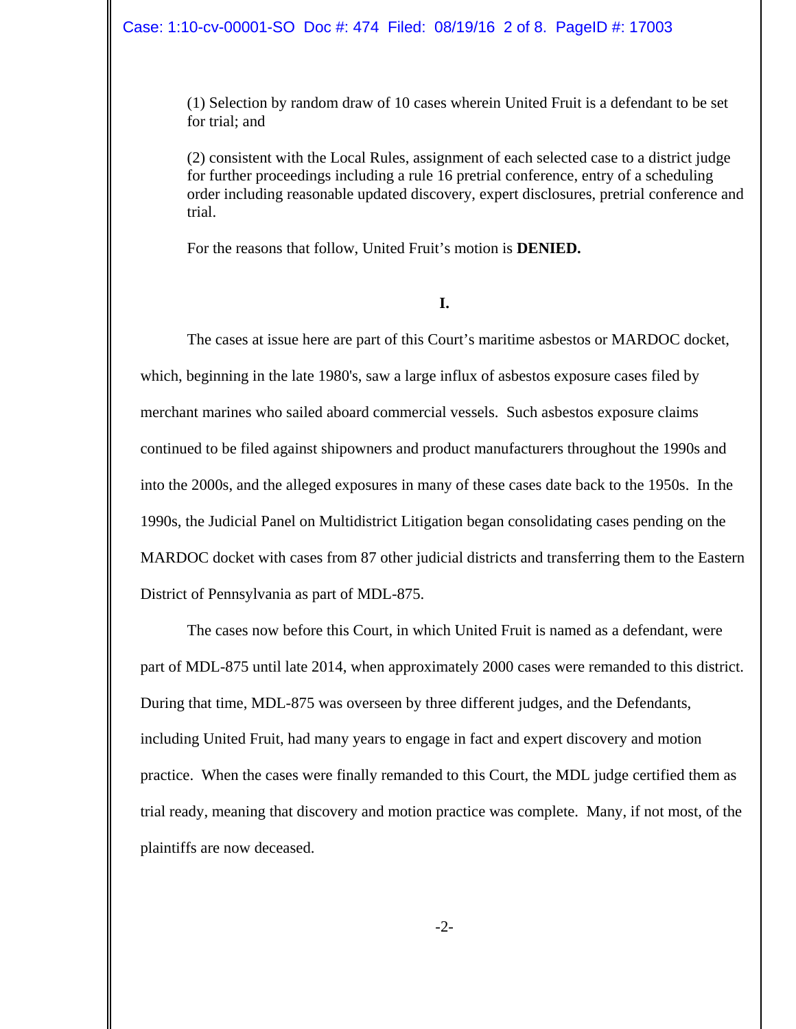(1) Selection by random draw of 10 cases wherein United Fruit is a defendant to be set for trial; and

(2) consistent with the Local Rules, assignment of each selected case to a district judge for further proceedings including a rule 16 pretrial conference, entry of a scheduling order including reasonable updated discovery, expert disclosures, pretrial conference and trial.

For the reasons that follow, United Fruit's motion is **DENIED.**

**I.**

The cases at issue here are part of this Court's maritime asbestos or MARDOC docket, which, beginning in the late 1980's, saw a large influx of asbestos exposure cases filed by merchant marines who sailed aboard commercial vessels. Such asbestos exposure claims continued to be filed against shipowners and product manufacturers throughout the 1990s and into the 2000s, and the alleged exposures in many of these cases date back to the 1950s. In the 1990s, the Judicial Panel on Multidistrict Litigation began consolidating cases pending on the MARDOC docket with cases from 87 other judicial districts and transferring them to the Eastern District of Pennsylvania as part of MDL-875.

The cases now before this Court, in which United Fruit is named as a defendant, were part of MDL-875 until late 2014, when approximately 2000 cases were remanded to this district. During that time, MDL-875 was overseen by three different judges, and the Defendants, including United Fruit, had many years to engage in fact and expert discovery and motion practice. When the cases were finally remanded to this Court, the MDL judge certified them as trial ready, meaning that discovery and motion practice was complete. Many, if not most, of the plaintiffs are now deceased.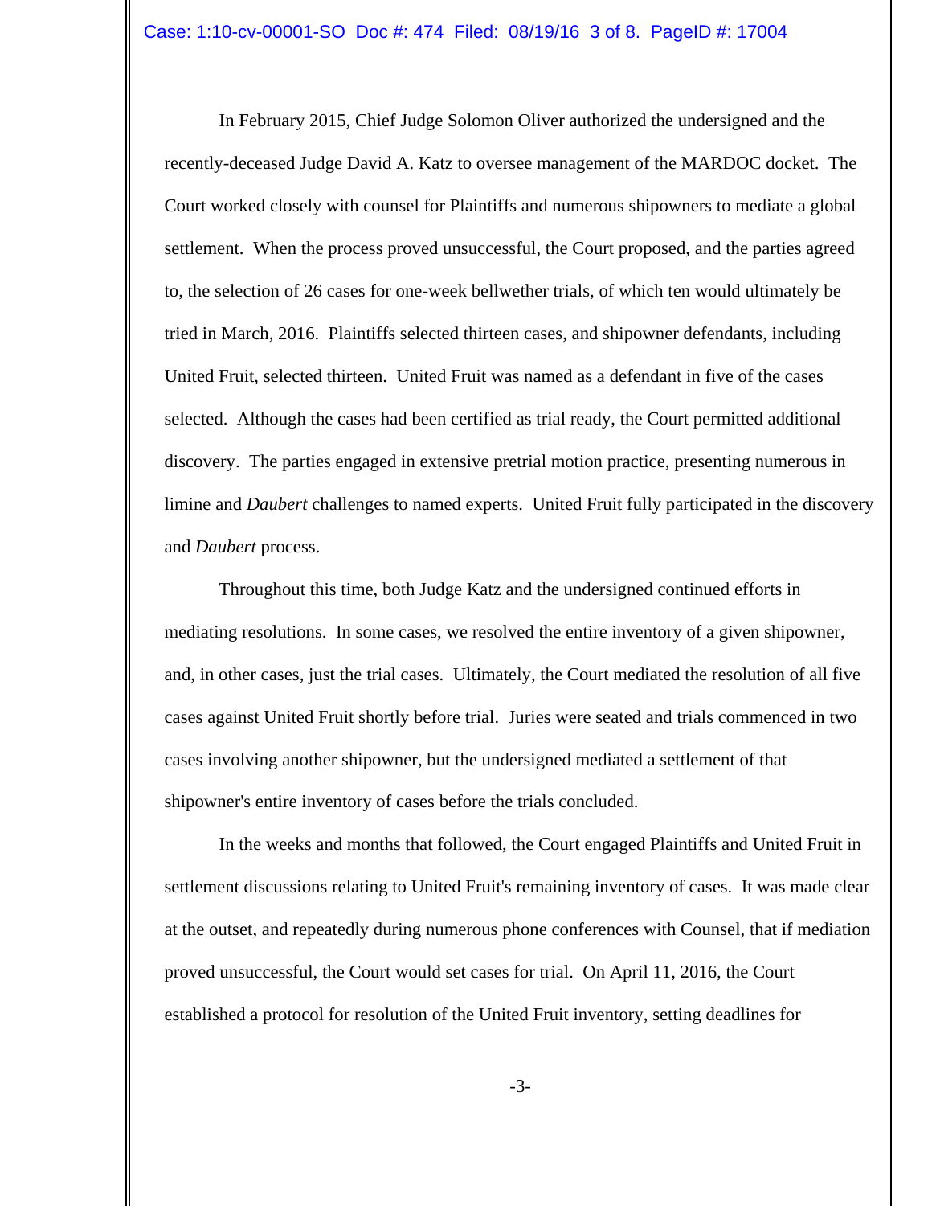In February 2015, Chief Judge Solomon Oliver authorized the undersigned and the recently-deceased Judge David A. Katz to oversee management of the MARDOC docket. The Court worked closely with counsel for Plaintiffs and numerous shipowners to mediate a global settlement. When the process proved unsuccessful, the Court proposed, and the parties agreed to, the selection of 26 cases for one-week bellwether trials, of which ten would ultimately be tried in March, 2016. Plaintiffs selected thirteen cases, and shipowner defendants, including United Fruit, selected thirteen. United Fruit was named as a defendant in five of the cases selected. Although the cases had been certified as trial ready, the Court permitted additional discovery. The parties engaged in extensive pretrial motion practice, presenting numerous in limine and *Daubert* challenges to named experts. United Fruit fully participated in the discovery and *Daubert* process.

Throughout this time, both Judge Katz and the undersigned continued efforts in mediating resolutions. In some cases, we resolved the entire inventory of a given shipowner, and, in other cases, just the trial cases. Ultimately, the Court mediated the resolution of all five cases against United Fruit shortly before trial. Juries were seated and trials commenced in two cases involving another shipowner, but the undersigned mediated a settlement of that shipowner's entire inventory of cases before the trials concluded.

In the weeks and months that followed, the Court engaged Plaintiffs and United Fruit in settlement discussions relating to United Fruit's remaining inventory of cases. It was made clear at the outset, and repeatedly during numerous phone conferences with Counsel, that if mediation proved unsuccessful, the Court would set cases for trial. On April 11, 2016, the Court established a protocol for resolution of the United Fruit inventory, setting deadlines for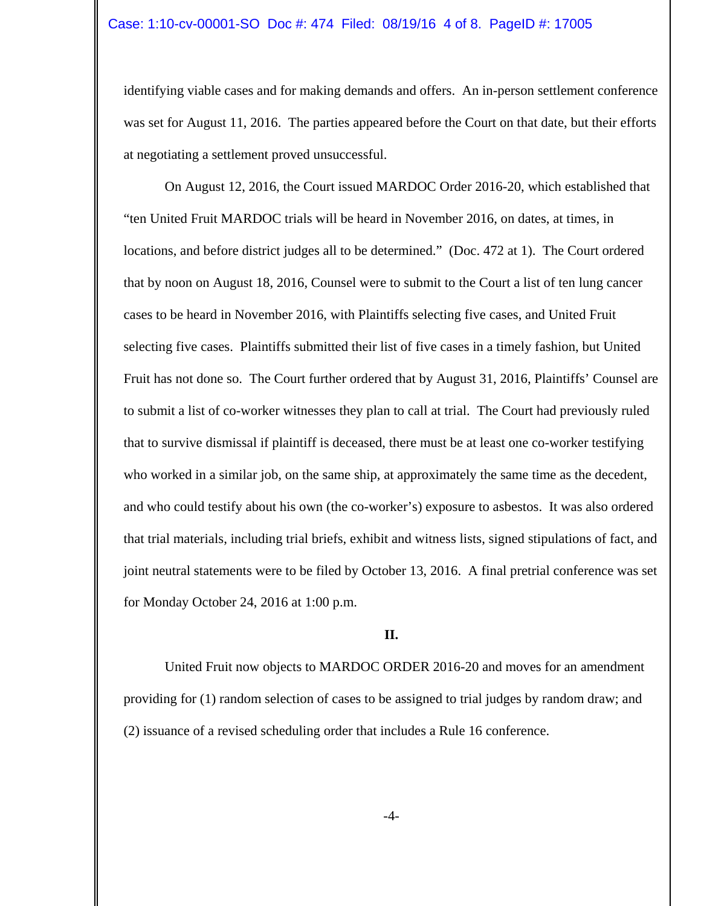identifying viable cases and for making demands and offers. An in-person settlement conference was set for August 11, 2016. The parties appeared before the Court on that date, but their efforts at negotiating a settlement proved unsuccessful.

On August 12, 2016, the Court issued MARDOC Order 2016-20, which established that "ten United Fruit MARDOC trials will be heard in November 2016, on dates, at times, in locations, and before district judges all to be determined." (Doc. 472 at 1). The Court ordered that by noon on August 18, 2016, Counsel were to submit to the Court a list of ten lung cancer cases to be heard in November 2016, with Plaintiffs selecting five cases, and United Fruit selecting five cases. Plaintiffs submitted their list of five cases in a timely fashion, but United Fruit has not done so. The Court further ordered that by August 31, 2016, Plaintiffs' Counsel are to submit a list of co-worker witnesses they plan to call at trial. The Court had previously ruled that to survive dismissal if plaintiff is deceased, there must be at least one co-worker testifying who worked in a similar job, on the same ship, at approximately the same time as the decedent, and who could testify about his own (the co-worker's) exposure to asbestos. It was also ordered that trial materials, including trial briefs, exhibit and witness lists, signed stipulations of fact, and joint neutral statements were to be filed by October 13, 2016. A final pretrial conference was set for Monday October 24, 2016 at 1:00 p.m.

## II.

United Fruit now objects to MARDOC ORDER 2016-20 and moves for an amendment providing for (1) random selection of cases to be assigned to trial judges by random draw; and (2) issuance of a revised scheduling order that includes a Rule 16 conference.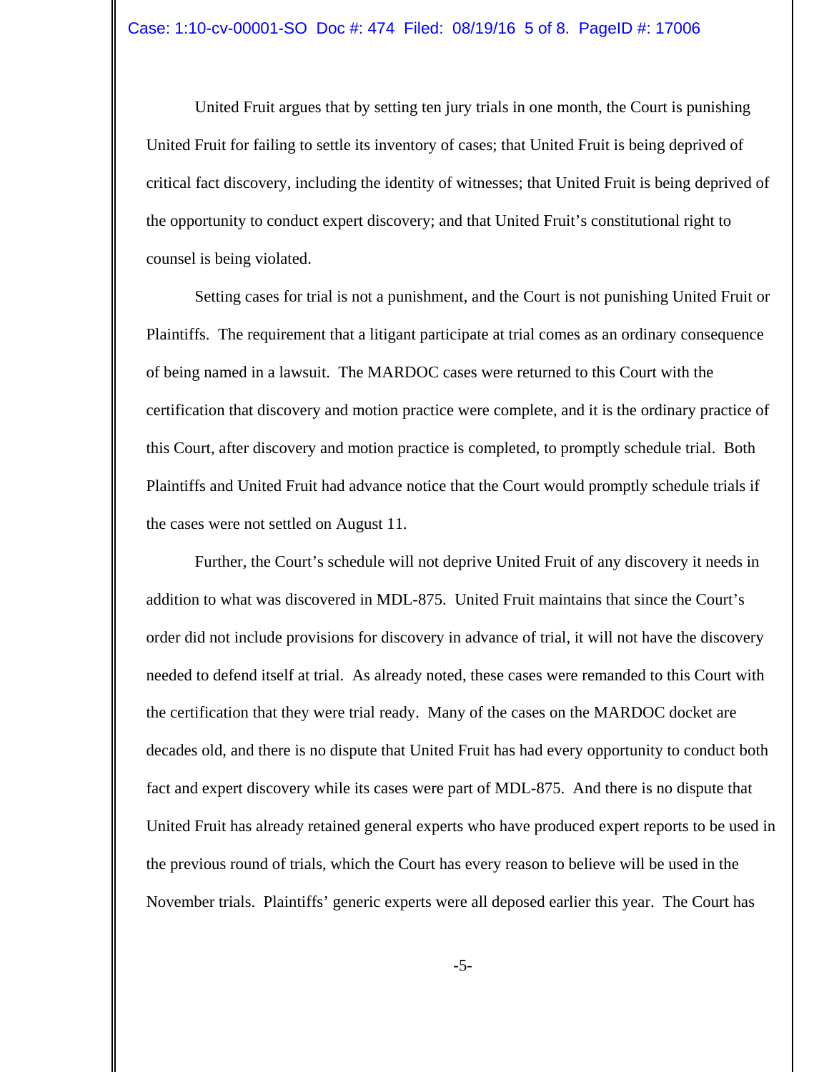United Fruit argues that by setting ten jury trials in one month, the Court is punishing United Fruit for failing to settle its inventory of cases; that United Fruit is being deprived of critical fact discovery, including the identity of witnesses; that United Fruit is being deprived of the opportunity to conduct expert discovery; and that United Fruit's constitutional right to counsel is being violated.

Setting cases for trial is not a punishment, and the Court is not punishing United Fruit or Plaintiffs. The requirement that a litigant participate at trial comes as an ordinary consequence of being named in a lawsuit. The MARDOC cases were returned to this Court with the certification that discovery and motion practice were complete, and it is the ordinary practice of this Court, after discovery and motion practice is completed, to promptly schedule trial. Both Plaintiffs and United Fruit had advance notice that the Court would promptly schedule trials if the cases were not settled on August 11.

Further, the Court's schedule will not deprive United Fruit of any discovery it needs in addition to what was discovered in MDL-875. United Fruit maintains that since the Court's order did not include provisions for discovery in advance of trial, it will not have the discovery needed to defend itself at trial. As already noted, these cases were remanded to this Court with the certification that they were trial ready. Many of the cases on the MARDOC docket are decades old, and there is no dispute that United Fruit has had every opportunity to conduct both fact and expert discovery while its cases were part of MDL-875. And there is no dispute that United Fruit has already retained general experts who have produced expert reports to be used in the previous round of trials, which the Court has every reason to believe will be used in the November trials. Plaintiffs' generic experts were all deposed earlier this year. The Court has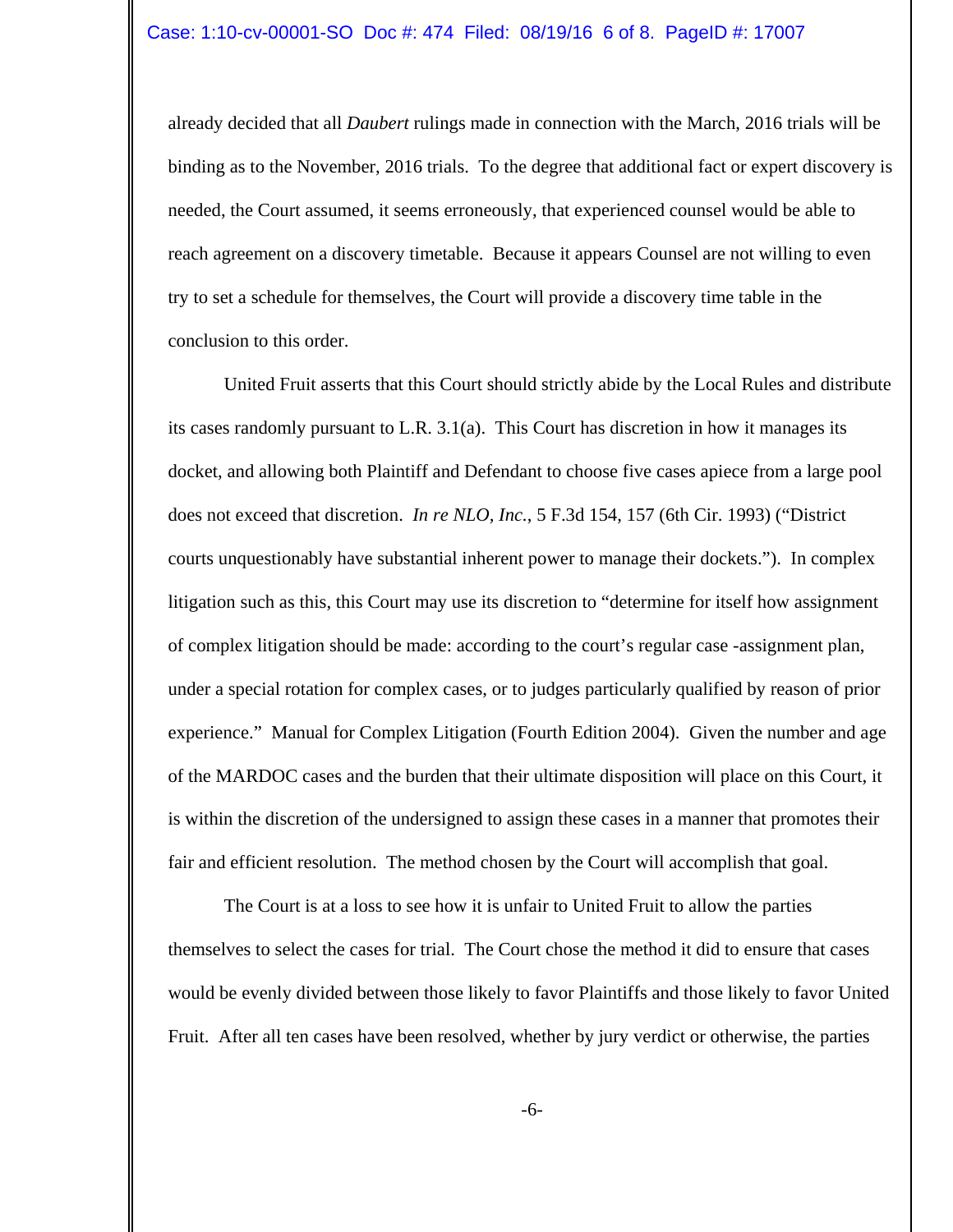already decided that all *Daubert* rulings made in connection with the March, 2016 trials will be binding as to the November, 2016 trials. To the degree that additional fact or expert discovery is needed, the Court assumed, it seems erroneously, that experienced counsel would be able to reach agreement on a discovery timetable. Because it appears Counsel are not willing to even try to set a schedule for themselves, the Court will provide a discovery time table in the conclusion to this order.

United Fruit asserts that this Court should strictly abide by the Local Rules and distribute its cases randomly pursuant to L.R. 3.1(a). This Court has discretion in how it manages its docket, and allowing both Plaintiff and Defendant to choose five cases apiece from a large pool does not exceed that discretion. *In re NLO, Inc.*, 5 F.3d 154, 157 (6th Cir. 1993) ("District courts unquestionably have substantial inherent power to manage their dockets."). In complex litigation such as this, this Court may use its discretion to "determine for itself how assignment of complex litigation should be made: according to the court's regular case -assignment plan, under a special rotation for complex cases, or to judges particularly qualified by reason of prior experience." Manual for Complex Litigation (Fourth Edition 2004). Given the number and age of the MARDOC cases and the burden that their ultimate disposition will place on this Court, it is within the discretion of the undersigned to assign these cases in a manner that promotes their fair and efficient resolution. The method chosen by the Court will accomplish that goal.

The Court is at a loss to see how it is unfair to United Fruit to allow the parties themselves to select the cases for trial. The Court chose the method it did to ensure that cases would be evenly divided between those likely to favor Plaintiffs and those likely to favor United Fruit. After all ten cases have been resolved, whether by jury verdict or otherwise, the parties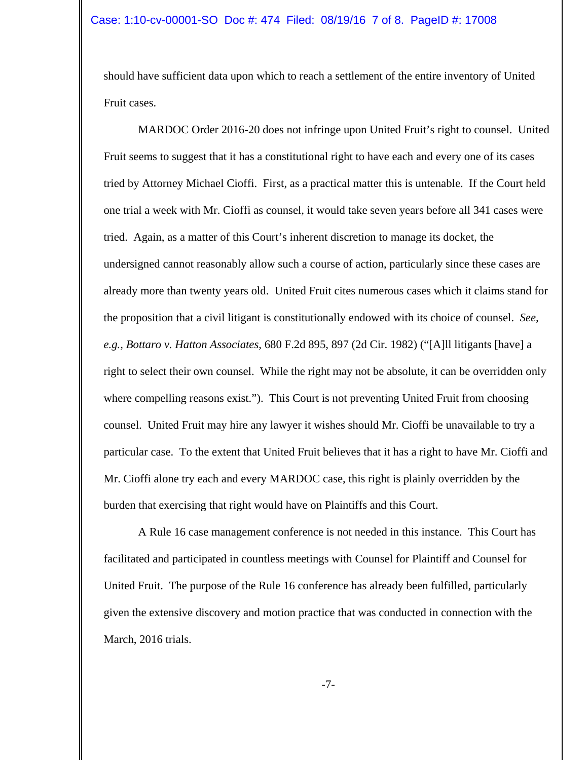should have sufficient data upon which to reach a settlement of the entire inventory of United Fruit cases.

MARDOC Order 2016-20 does not infringe upon United Fruit's right to counsel. United Fruit seems to suggest that it has a constitutional right to have each and every one of its cases tried by Attorney Michael Cioffi. First, as a practical matter this is untenable. If the Court held one trial a week with Mr. Cioffi as counsel, it would take seven years before all 341 cases were tried. Again, as a matter of this Court's inherent discretion to manage its docket, the undersigned cannot reasonably allow such a course of action, particularly since these cases are already more than twenty years old. United Fruit cites numerous cases which it claims stand for the proposition that a civil litigant is constitutionally endowed with its choice of counsel. *See, e.g., Bottaro v. Hatton Associates*, 680 F.2d 895, 897 (2d Cir. 1982) ("[A]ll litigants [have] a right to select their own counsel. While the right may not be absolute, it can be overridden only where compelling reasons exist."). This Court is not preventing United Fruit from choosing counsel. United Fruit may hire any lawyer it wishes should Mr. Cioffi be unavailable to try a particular case. To the extent that United Fruit believes that it has a right to have Mr. Cioffi and Mr. Cioffi alone try each and every MARDOC case, this right is plainly overridden by the burden that exercising that right would have on Plaintiffs and this Court.

A Rule 16 case management conference is not needed in this instance. This Court has facilitated and participated in countless meetings with Counsel for Plaintiff and Counsel for United Fruit. The purpose of the Rule 16 conference has already been fulfilled, particularly given the extensive discovery and motion practice that was conducted in connection with the March, 2016 trials.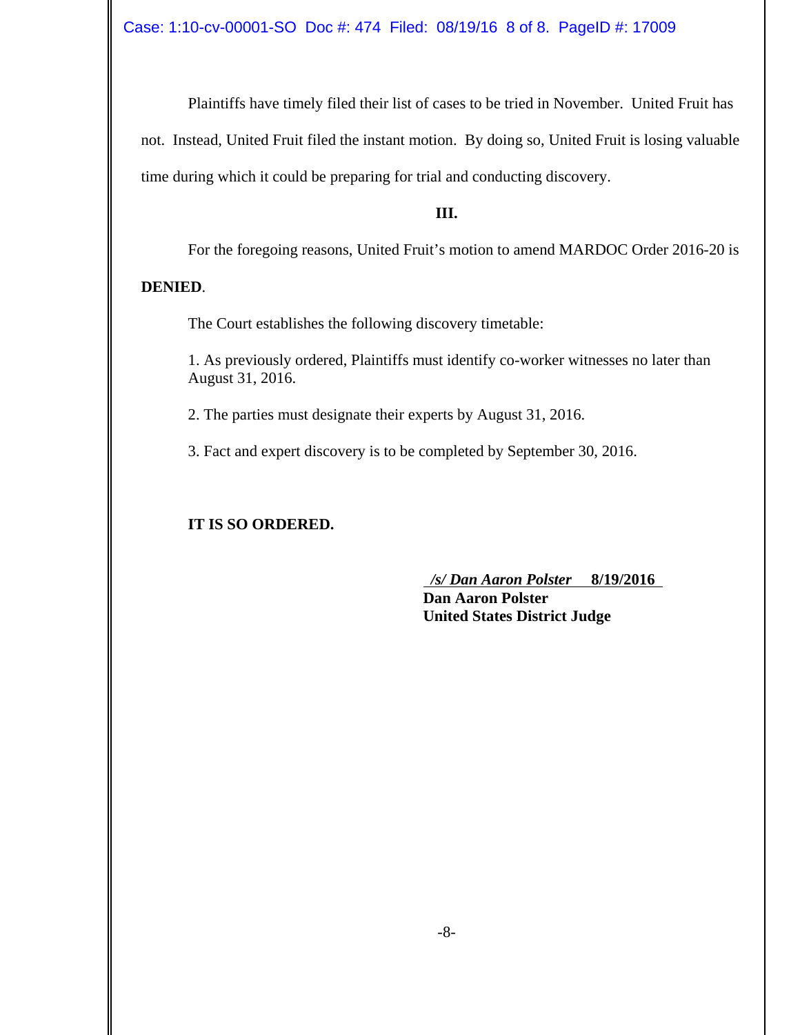Plaintiffs have timely filed their list of cases to be tried in November. United Fruit has not. Instead, United Fruit filed the instant motion. By doing so, United Fruit is losing valuable time during which it could be preparing for trial and conducting discovery.

**III.**

For the foregoing reasons, United Fruit's motion to amend MARDOC Order 2016-20 is **DENIED**.

The Court establishes the following discovery timetable:

1. As previously ordered, Plaintiffs must identify co-worker witnesses no later than August 31, 2016.

2. The parties must designate their experts by August 31, 2016.

3. Fact and expert discovery is to be completed by September 30, 2016.

**IT IS SO ORDERED.**

***/s/ Dan Aaron Polster*** **8/19/2016**
**Dan Aaron Polster**
**United States District Judge**